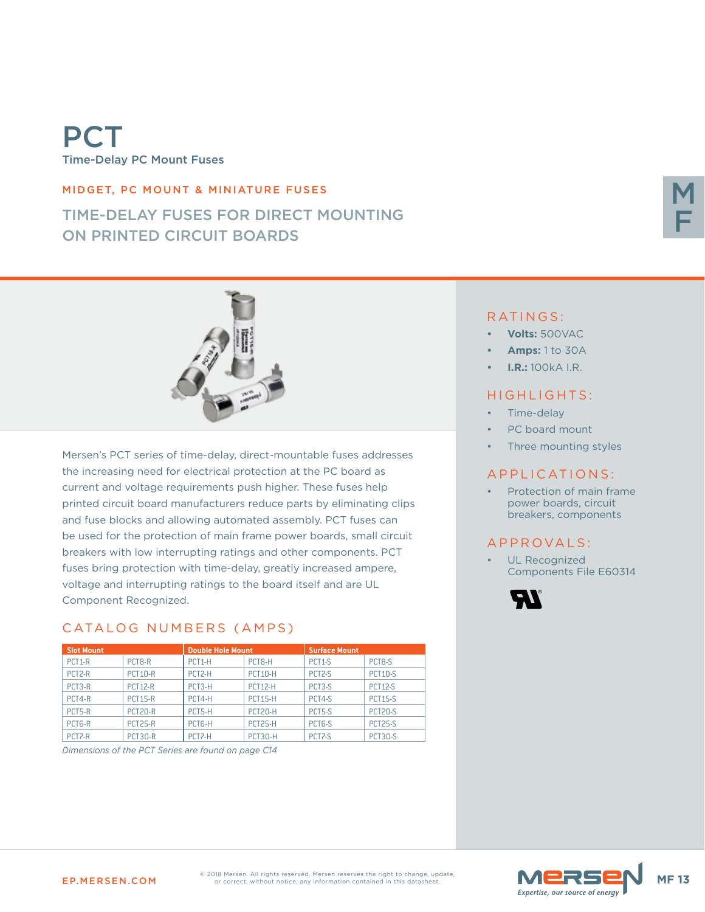# PCT

Time-Delay PC Mount Fuses

MIDGET, PC MOUNT & MINIATURE FUSES

## TIME-DELAY FUSES FOR DIRECT MOUNTING ON PRINTED CIRCUIT BOARDS

Mersen's PCT series of time-delay, direct-mountable fuses addresses the increasing need for electrical protection at the PC board as current and voltage requirements push higher. These fuses help printed circuit board manufacturers reduce parts by eliminating clips and fuse blocks and allowing automated assembly. PCT fuses can be used for the protection of main frame power boards, small circuit breakers with low interrupting ratings and other components. PCT fuses bring protection with time-delay, greatly increased ampere, voltage and interrupting ratings to the board itself and are UL Component Recognized.

## CATALOG NUMBERS (AMPS)

| Slot Mount | | Double Hole Mount | | Surface Mount | |
|---|---|---|---|---|---|
| PCT1-R | PCT8-R | PCT1-H | PCT8-H | PCT1-S | PCT8-S |
| PCT2-R | PCT10-R | PCT2-H | PCT10-H | PCT2-S | PCT10-S |
| PCT3-R | PCT12-R | PCT3-H | PCT12-H | PCT3-S | PCT12-S |
| PCT4-R | PCT15-R | PCT4-H | PCT15-H | PCT4-S | PCT15-S |
| PCT5-R | PCT20-R | PCT5-H | PCT20-H | PCT5-S | PCT20-S |
| PCT6-R | PCT25-R | PCT6-H | PCT25-H | PCT6-S | PCT25-S |
| PCT7-R | PCT30-R | PCT7-H | PCT30-H | PCT7-S | PCT30-S |

*Dimensions of the PCT Series are found on page C14*

## RATINGS:

- **Volts:** 500VAC
- **Amps:** 1 to 30A
- **I.R.:** 100kA I.R.

## HIGHLIGHTS:

- Time-delay
- PC board mount
- Three mounting styles

## APPLICATIONS:

- Protection of main frame power boards, circuit breakers, components

## APPROVALS:

- UL Recognized Components File E60314

EP.MERSEN.COM

© 2018 Mersen. All rights reserved. Mersen reserves the right to change, update, or correct, without notice, any information contained in this datasheet.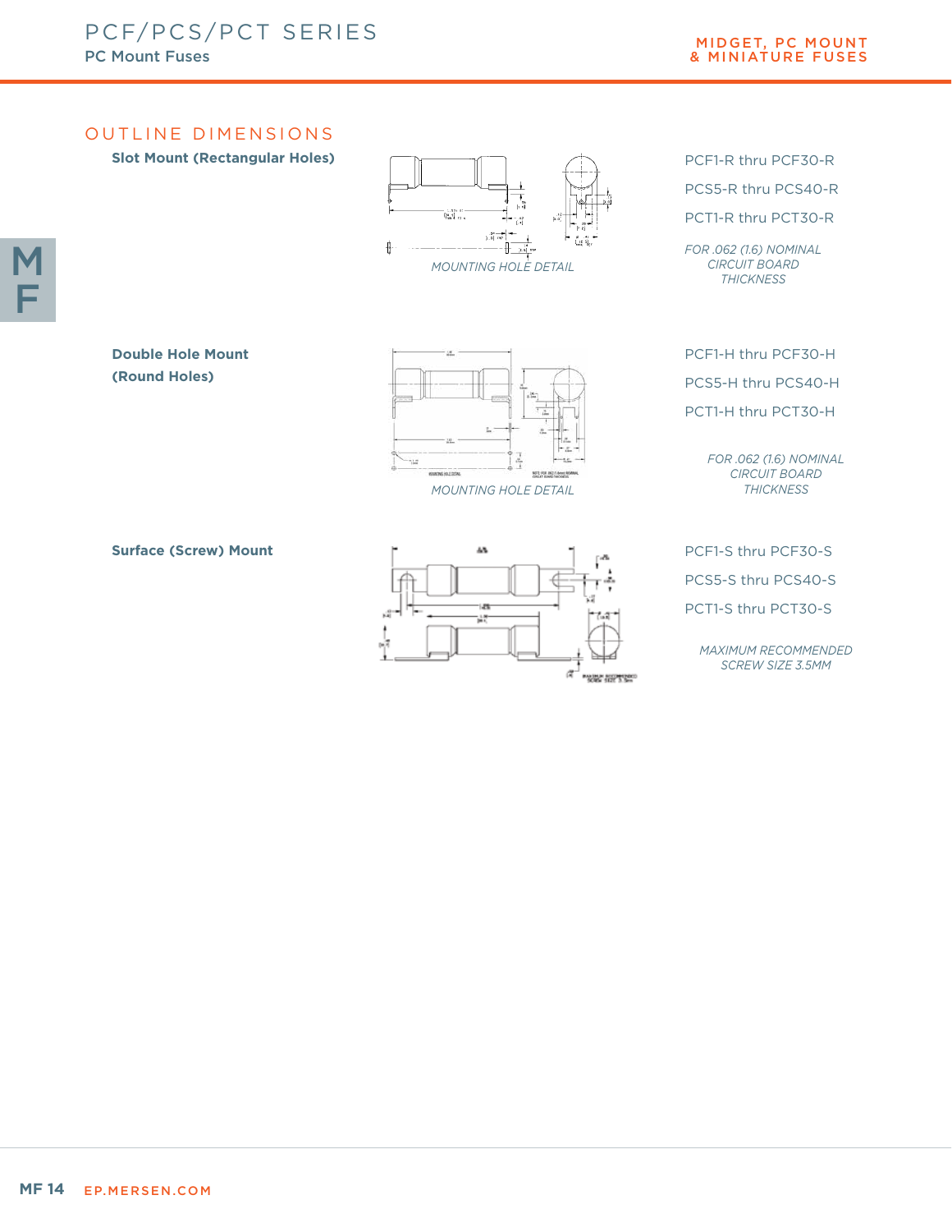## OUTLINE DIMENSIONS

### Slot Mount (Rectangular Holes)

MOUNTING HOLE DETAIL

PCF1-R thru PCF30-R

PCS5-R thru PCS40-R

PCT1-R thru PCT30-R

*FOR .062 (1.6) NOMINAL CIRCUIT BOARD THICKNESS*

### Double Hole Mount (Round Holes)

MOUNTING HOLE DETAIL

PCF1-H thru PCF30-H

PCS5-H thru PCS40-H

PCT1-H thru PCT30-H

*FOR .062 (1.6) NOMINAL CIRCUIT BOARD THICKNESS*

### Surface (Screw) Mount

PCF1-S thru PCF30-S

PCS5-S thru PCS40-S

PCT1-S thru PCT30-S

*MAXIMUM RECOMMENDED SCREW SIZE 3.5MM*